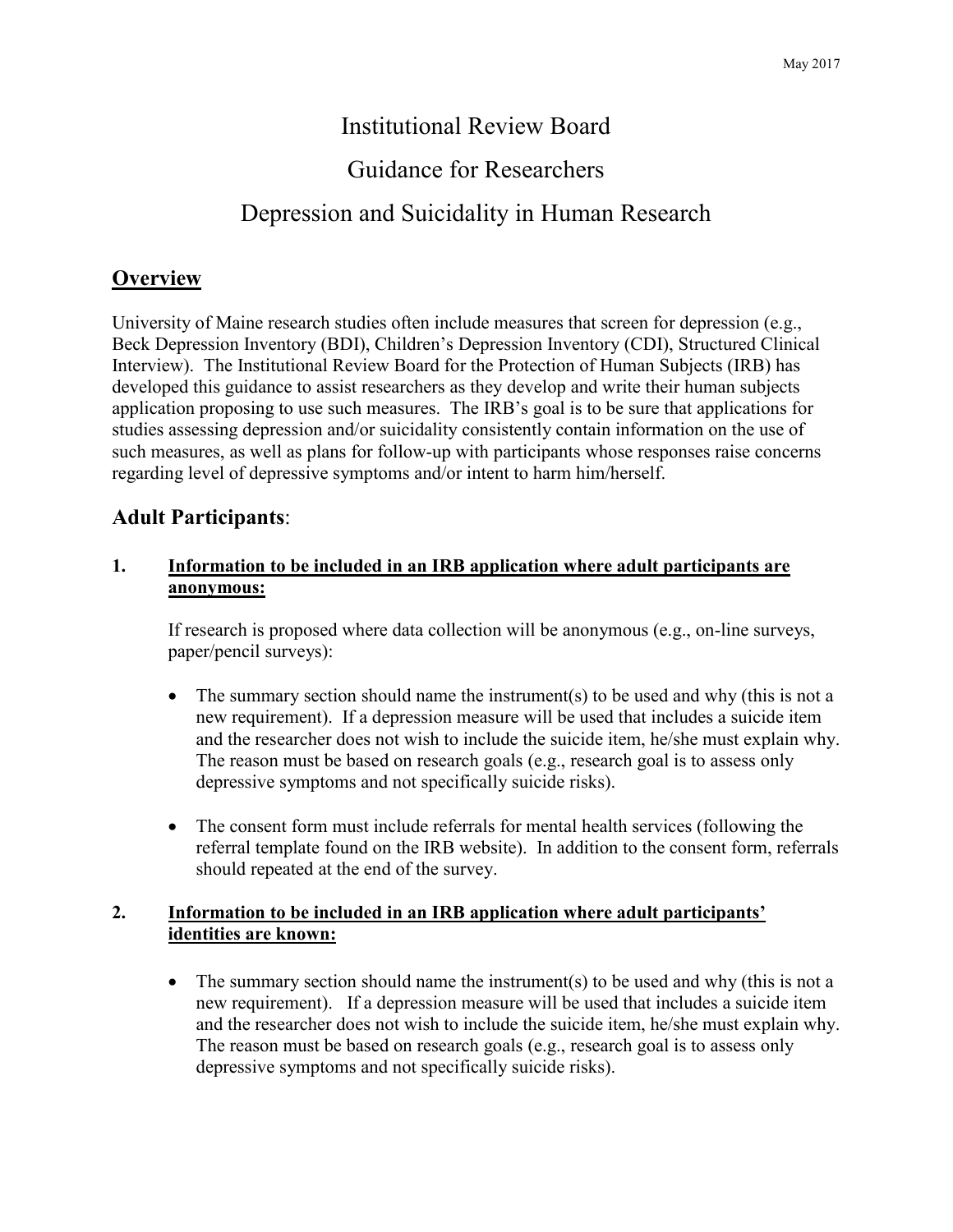May 2017

# Institutional Review Board

# Guidance for Researchers

# Depression and Suicidality in Human Research

## Overview

University of Maine research studies often include measures that screen for depression (e.g., Beck Depression Inventory (BDI), Children's Depression Inventory (CDI), Structured Clinical Interview). The Institutional Review Board for the Protection of Human Subjects (IRB) has developed this guidance to assist researchers as they develop and write their human subjects application proposing to use such measures. The IRB's goal is to be sure that applications for studies assessing depression and/or suicidality consistently contain information on the use of such measures, as well as plans for follow-up with participants whose responses raise concerns regarding level of depressive symptoms and/or intent to harm him/herself.

## Adult Participants:

### 1. Information to be included in an IRB application where adult participants are anonymous:

If research is proposed where data collection will be anonymous (e.g., on-line surveys, paper/pencil surveys):

- The summary section should name the instrument(s) to be used and why (this is not a new requirement). If a depression measure will be used that includes a suicide item and the researcher does not wish to include the suicide item, he/she must explain why. The reason must be based on research goals (e.g., research goal is to assess only depressive symptoms and not specifically suicide risks).
- The consent form must include referrals for mental health services (following the referral template found on the IRB website). In addition to the consent form, referrals should repeated at the end of the survey.

### 2. Information to be included in an IRB application where adult participants' identities are known:

- The summary section should name the instrument(s) to be used and why (this is not a new requirement). If a depression measure will be used that includes a suicide item and the researcher does not wish to include the suicide item, he/she must explain why. The reason must be based on research goals (e.g., research goal is to assess only depressive symptoms and not specifically suicide risks).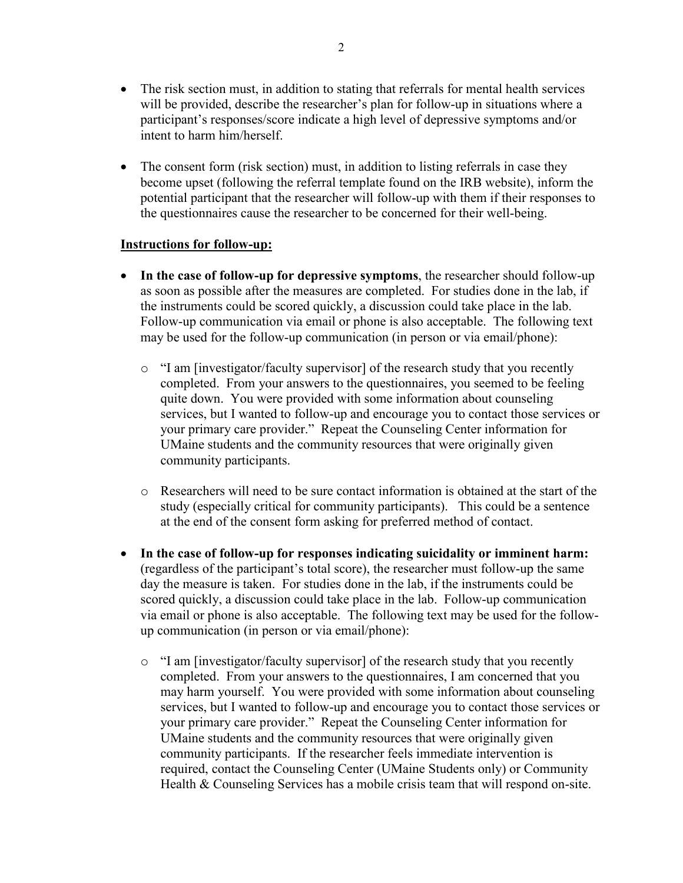- The risk section must, in addition to stating that referrals for mental health services will be provided, describe the researcher's plan for follow-up in situations where a participant's responses/score indicate a high level of depressive symptoms and/or intent to harm him/herself.

- The consent form (risk section) must, in addition to listing referrals in case they become upset (following the referral template found on the IRB website), inform the potential participant that the researcher will follow-up with them if their responses to the questionnaires cause the researcher to be concerned for their well-being.

**<u>Instructions for follow-up:</u>**

- **In the case of follow-up for depressive symptoms**, the researcher should follow-up as soon as possible after the measures are completed. For studies done in the lab, if the instruments could be scored quickly, a discussion could take place in the lab. Follow-up communication via email or phone is also acceptable. The following text may be used for the follow-up communication (in person or via email/phone):

    - "I am [investigator/faculty supervisor] of the research study that you recently completed. From your answers to the questionnaires, you seemed to be feeling quite down. You were provided with some information about counseling services, but I wanted to follow-up and encourage you to contact those services or your primary care provider." Repeat the Counseling Center information for UMaine students and the community resources that were originally given community participants.

    - Researchers will need to be sure contact information is obtained at the start of the study (especially critical for community participants). This could be a sentence at the end of the consent form asking for preferred method of contact.

- **In the case of follow-up for responses indicating suicidality or imminent harm:** (regardless of the participant's total score), the researcher must follow-up the same day the measure is taken. For studies done in the lab, if the instruments could be scored quickly, a discussion could take place in the lab. Follow-up communication via email or phone is also acceptable. The following text may be used for the follow-up communication (in person or via email/phone):

    - "I am [investigator/faculty supervisor] of the research study that you recently completed. From your answers to the questionnaires, I am concerned that you may harm yourself. You were provided with some information about counseling services, but I wanted to follow-up and encourage you to contact those services or your primary care provider." Repeat the Counseling Center information for UMaine students and the community resources that were originally given community participants. If the researcher feels immediate intervention is required, contact the Counseling Center (UMaine Students only) or Community Health & Counseling Services has a mobile crisis team that will respond on-site.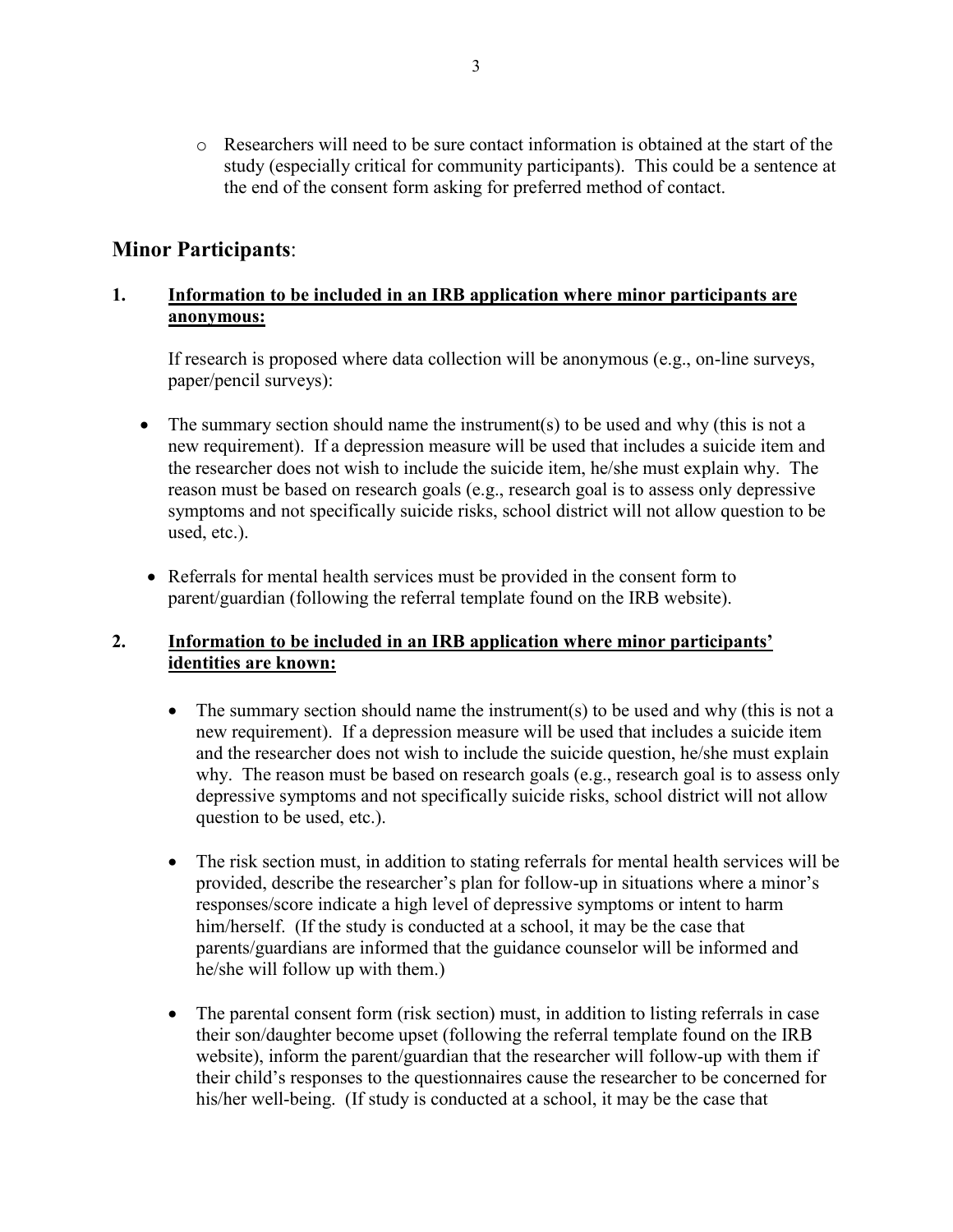- Researchers will need to be sure contact information is obtained at the start of the study (especially critical for community participants). This could be a sentence at the end of the consent form asking for preferred method of contact.

## Minor Participants:

### 1. Information to be included in an IRB application where minor participants are anonymous:

If research is proposed where data collection will be anonymous (e.g., on-line surveys, paper/pencil surveys):

- The summary section should name the instrument(s) to be used and why (this is not a new requirement). If a depression measure will be used that includes a suicide item and the researcher does not wish to include the suicide item, he/she must explain why. The reason must be based on research goals (e.g., research goal is to assess only depressive symptoms and not specifically suicide risks, school district will not allow question to be used, etc.).
- Referrals for mental health services must be provided in the consent form to parent/guardian (following the referral template found on the IRB website).

### 2. Information to be included in an IRB application where minor participants' identities are known:

- The summary section should name the instrument(s) to be used and why (this is not a new requirement). If a depression measure will be used that includes a suicide item and the researcher does not wish to include the suicide question, he/she must explain why. The reason must be based on research goals (e.g., research goal is to assess only depressive symptoms and not specifically suicide risks, school district will not allow question to be used, etc.).
- The risk section must, in addition to stating referrals for mental health services will be provided, describe the researcher's plan for follow-up in situations where a minor's responses/score indicate a high level of depressive symptoms or intent to harm him/herself. (If the study is conducted at a school, it may be the case that parents/guardians are informed that the guidance counselor will be informed and he/she will follow up with them.)
- The parental consent form (risk section) must, in addition to listing referrals in case their son/daughter become upset (following the referral template found on the IRB website), inform the parent/guardian that the researcher will follow-up with them if their child's responses to the questionnaires cause the researcher to be concerned for his/her well-being. (If study is conducted at a school, it may be the case that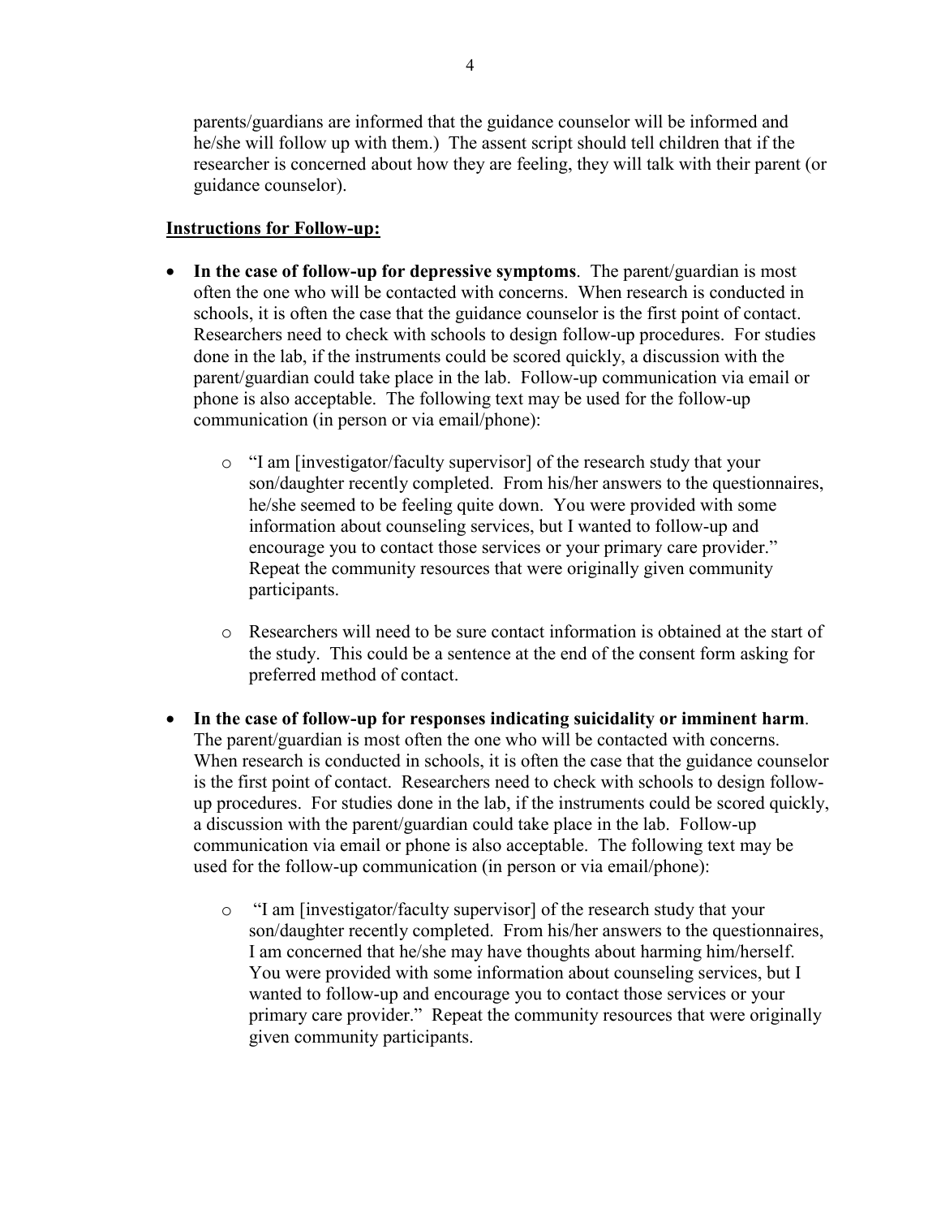parents/guardians are informed that the guidance counselor will be informed and he/she will follow up with them.) The assent script should tell children that if the researcher is concerned about how they are feeling, they will talk with their parent (or guidance counselor).

**Instructions for Follow-up:**

- **In the case of follow-up for depressive symptoms**. The parent/guardian is most often the one who will be contacted with concerns. When research is conducted in schools, it is often the case that the guidance counselor is the first point of contact. Researchers need to check with schools to design follow-up procedures. For studies done in the lab, if the instruments could be scored quickly, a discussion with the parent/guardian could take place in the lab. Follow-up communication via email or phone is also acceptable. The following text may be used for the follow-up communication (in person or via email/phone):
    - "I am [investigator/faculty supervisor] of the research study that your son/daughter recently completed. From his/her answers to the questionnaires, he/she seemed to be feeling quite down. You were provided with some information about counseling services, but I wanted to follow-up and encourage you to contact those services or your primary care provider." Repeat the community resources that were originally given community participants.
    - Researchers will need to be sure contact information is obtained at the start of the study. This could be a sentence at the end of the consent form asking for preferred method of contact.

- **In the case of follow-up for responses indicating suicidality or imminent harm**. The parent/guardian is most often the one who will be contacted with concerns. When research is conducted in schools, it is often the case that the guidance counselor is the first point of contact. Researchers need to check with schools to design follow-up procedures. For studies done in the lab, if the instruments could be scored quickly, a discussion with the parent/guardian could take place in the lab. Follow-up communication via email or phone is also acceptable. The following text may be used for the follow-up communication (in person or via email/phone):
    - "I am [investigator/faculty supervisor] of the research study that your son/daughter recently completed. From his/her answers to the questionnaires, I am concerned that he/she may have thoughts about harming him/herself. You were provided with some information about counseling services, but I wanted to follow-up and encourage you to contact those services or your primary care provider." Repeat the community resources that were originally given community participants.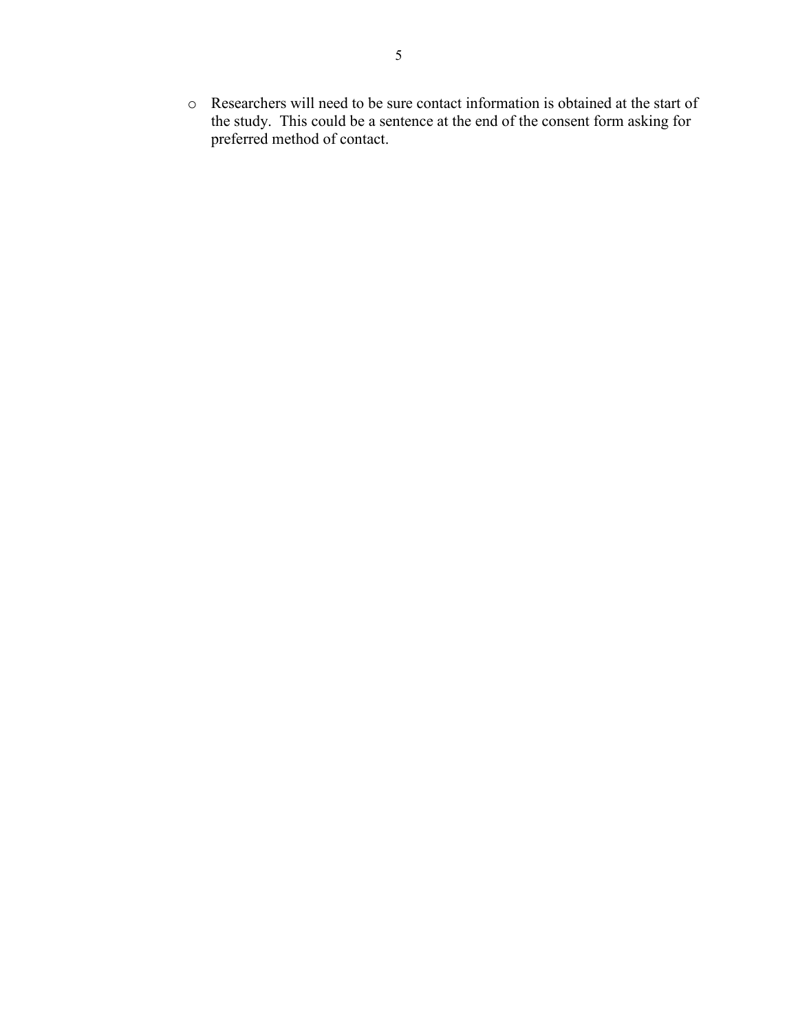- Researchers will need to be sure contact information is obtained at the start of the study. This could be a sentence at the end of the consent form asking for preferred method of contact.